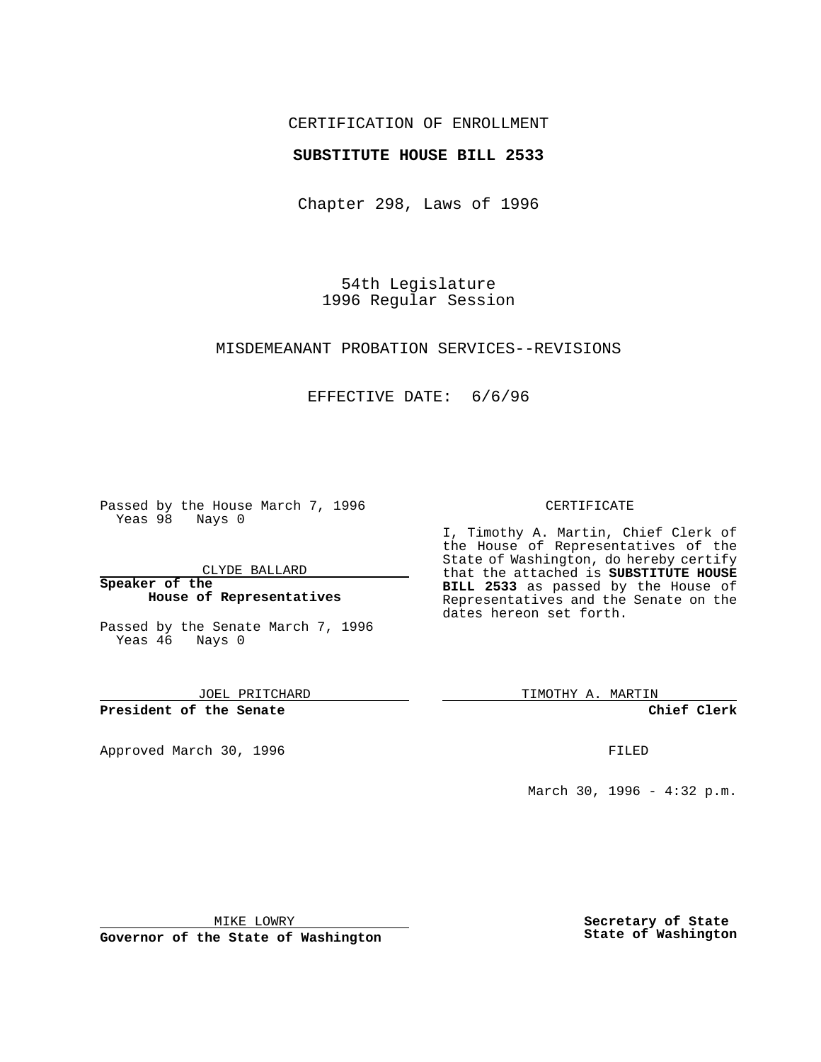CERTIFICATION OF ENROLLMENT

**SUBSTITUTE HOUSE BILL 2533**

Chapter 298, Laws of 1996

54th Legislature
1996 Regular Session

MISDEMEANANT PROBATION SERVICES--REVISIONS

EFFECTIVE DATE: 6/6/96

Passed by the House March 7, 1996
Yeas 98 Nays 0

CLYDE BALLARD

**Speaker of the House of Representatives**

Passed by the Senate March 7, 1996
Yeas 46 Nays 0

JOEL PRITCHARD

**President of the Senate**

Approved March 30, 1996

MIKE LOWRY

**Governor of the State of Washington**

CERTIFICATE

I, Timothy A. Martin, Chief Clerk of the House of Representatives of the State of Washington, do hereby certify that the attached is **SUBSTITUTE HOUSE BILL 2533** as passed by the House of Representatives and the Senate on the dates hereon set forth.

TIMOTHY A. MARTIN

**Chief Clerk**

FILED

March 30, 1996 - 4:32 p.m.

**Secretary of State**
**State of Washington**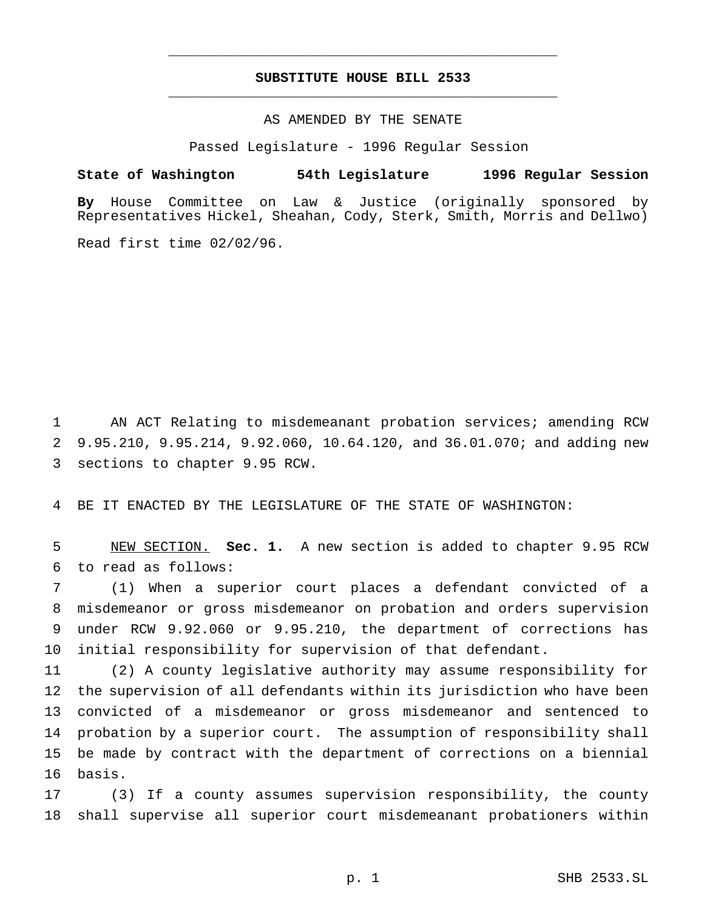# SUBSTITUTE HOUSE BILL 2533

AS AMENDED BY THE SENATE

Passed Legislature - 1996 Regular Session

**State of Washington 54th Legislature 1996 Regular Session**

**By** House Committee on Law & Justice (originally sponsored by Representatives Hickel, Sheahan, Cody, Sterk, Smith, Morris and Dellwo)

Read first time 02/02/96.

AN ACT Relating to misdemeanant probation services; amending RCW 9.95.210, 9.95.214, 9.92.060, 10.64.120, and 36.01.070; and adding new sections to chapter 9.95 RCW.

BE IT ENACTED BY THE LEGISLATURE OF THE STATE OF WASHINGTON:

NEW SECTION. **Sec. 1.** A new section is added to chapter 9.95 RCW to read as follows:

(1) When a superior court places a defendant convicted of a misdemeanor or gross misdemeanor on probation and orders supervision under RCW 9.92.060 or 9.95.210, the department of corrections has initial responsibility for supervision of that defendant.

(2) A county legislative authority may assume responsibility for the supervision of all defendants within its jurisdiction who have been convicted of a misdemeanor or gross misdemeanor and sentenced to probation by a superior court. The assumption of responsibility shall be made by contract with the department of corrections on a biennial basis.

(3) If a county assumes supervision responsibility, the county shall supervise all superior court misdemeanant probationers within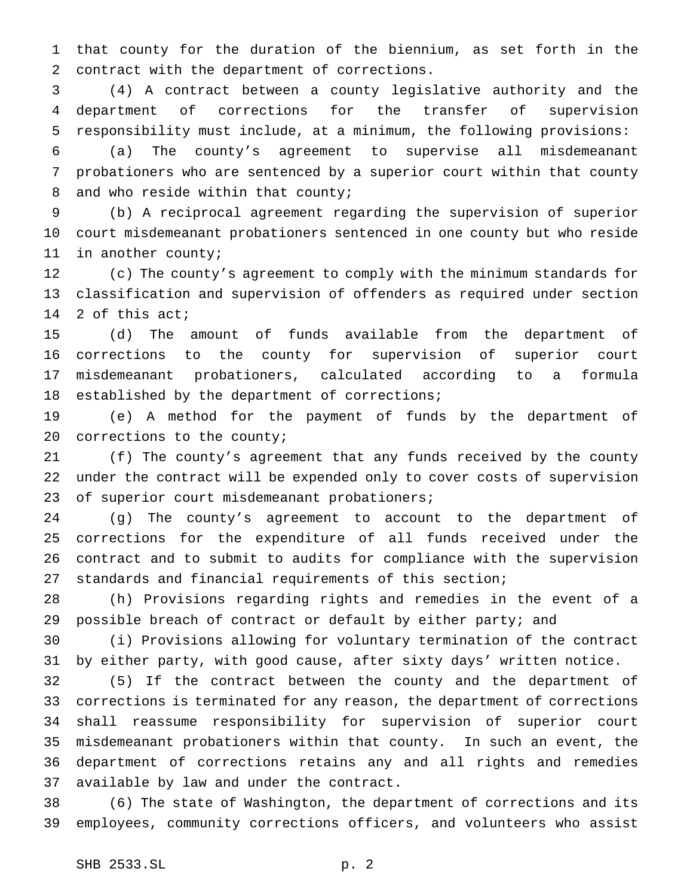that county for the duration of the biennium, as set forth in the contract with the department of corrections.

(4) A contract between a county legislative authority and the department of corrections for the transfer of supervision responsibility must include, at a minimum, the following provisions:

(a) The county's agreement to supervise all misdemeanant probationers who are sentenced by a superior court within that county and who reside within that county;

(b) A reciprocal agreement regarding the supervision of superior court misdemeanant probationers sentenced in one county but who reside in another county;

(c) The county's agreement to comply with the minimum standards for classification and supervision of offenders as required under section 2 of this act;

(d) The amount of funds available from the department of corrections to the county for supervision of superior court misdemeanant probationers, calculated according to a formula established by the department of corrections;

(e) A method for the payment of funds by the department of corrections to the county;

(f) The county's agreement that any funds received by the county under the contract will be expended only to cover costs of supervision of superior court misdemeanant probationers;

(g) The county's agreement to account to the department of corrections for the expenditure of all funds received under the contract and to submit to audits for compliance with the supervision standards and financial requirements of this section;

(h) Provisions regarding rights and remedies in the event of a possible breach of contract or default by either party; and

(i) Provisions allowing for voluntary termination of the contract by either party, with good cause, after sixty days' written notice.

(5) If the contract between the county and the department of corrections is terminated for any reason, the department of corrections shall reassume responsibility for supervision of superior court misdemeanant probationers within that county. In such an event, the department of corrections retains any and all rights and remedies available by law and under the contract.

(6) The state of Washington, the department of corrections and its employees, community corrections officers, and volunteers who assist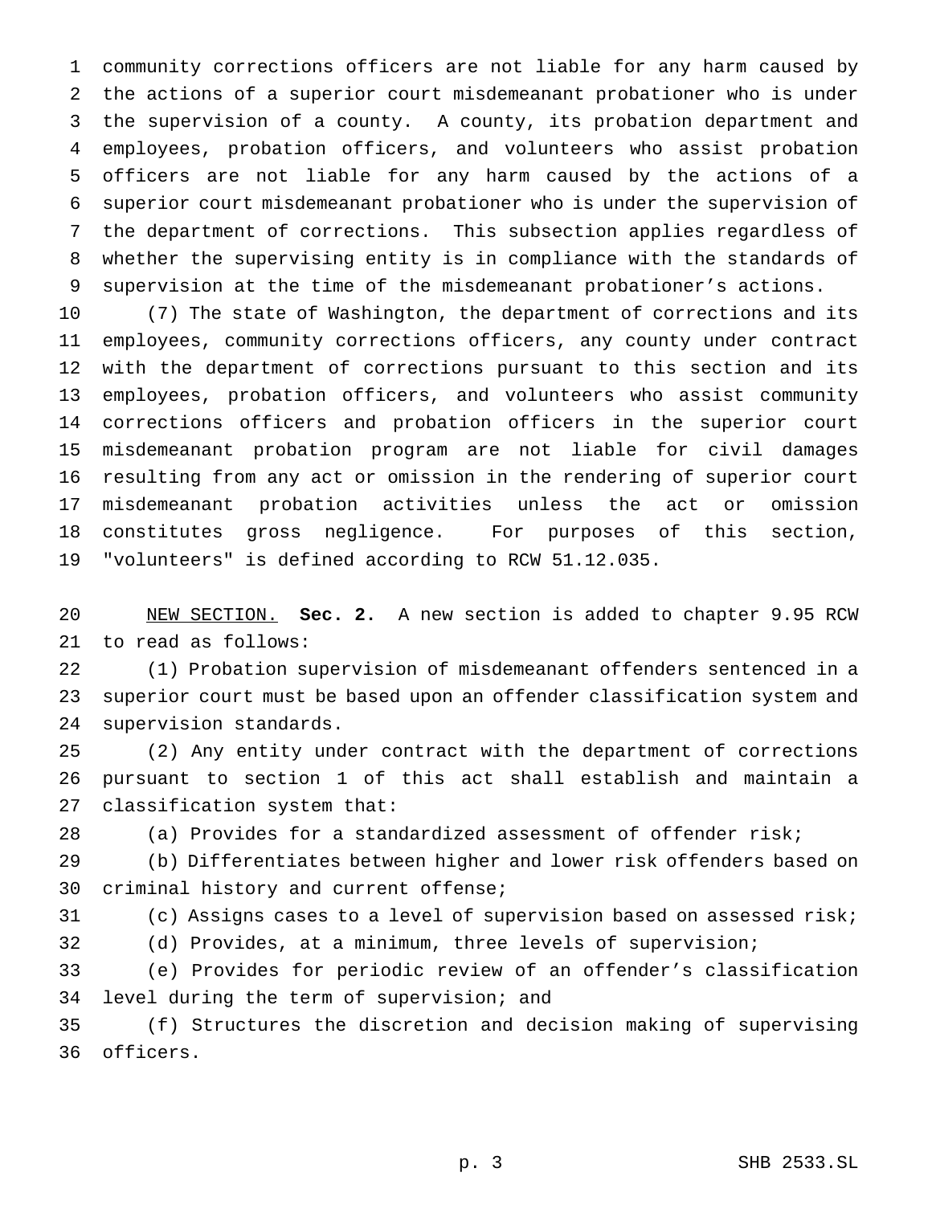community corrections officers are not liable for any harm caused by the actions of a superior court misdemeanant probationer who is under the supervision of a county. A county, its probation department and employees, probation officers, and volunteers who assist probation officers are not liable for any harm caused by the actions of a superior court misdemeanant probationer who is under the supervision of the department of corrections. This subsection applies regardless of whether the supervising entity is in compliance with the standards of supervision at the time of the misdemeanant probationer's actions.

(7) The state of Washington, the department of corrections and its employees, community corrections officers, any county under contract with the department of corrections pursuant to this section and its employees, probation officers, and volunteers who assist community corrections officers and probation officers in the superior court misdemeanant probation program are not liable for civil damages resulting from any act or omission in the rendering of superior court misdemeanant probation activities unless the act or omission constitutes gross negligence. For purposes of this section, "volunteers" is defined according to RCW 51.12.035.

NEW SECTION. **Sec. 2.** A new section is added to chapter 9.95 RCW to read as follows:

(1) Probation supervision of misdemeanant offenders sentenced in a superior court must be based upon an offender classification system and supervision standards.

(2) Any entity under contract with the department of corrections pursuant to section 1 of this act shall establish and maintain a classification system that:

(a) Provides for a standardized assessment of offender risk;

(b) Differentiates between higher and lower risk offenders based on criminal history and current offense;

(c) Assigns cases to a level of supervision based on assessed risk;

(d) Provides, at a minimum, three levels of supervision;

(e) Provides for periodic review of an offender's classification level during the term of supervision; and

(f) Structures the discretion and decision making of supervising officers.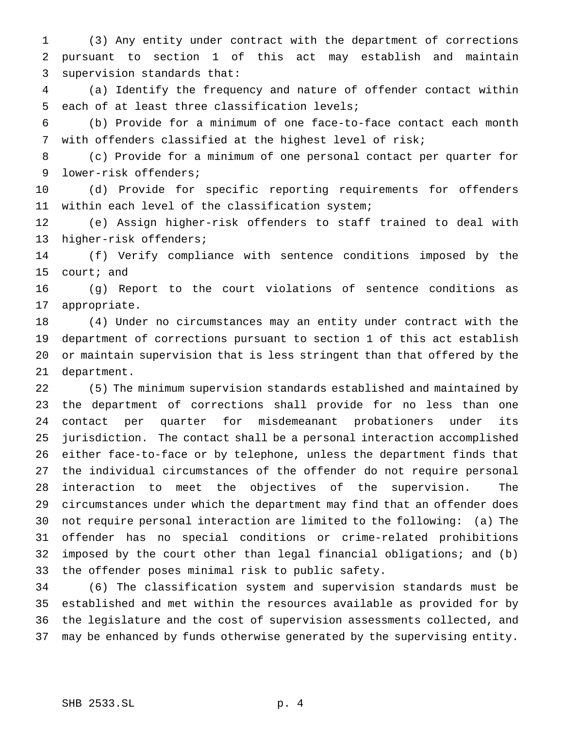(3) Any entity under contract with the department of corrections pursuant to section 1 of this act may establish and maintain supervision standards that:

(a) Identify the frequency and nature of offender contact within each of at least three classification levels;

(b) Provide for a minimum of one face-to-face contact each month with offenders classified at the highest level of risk;

(c) Provide for a minimum of one personal contact per quarter for lower-risk offenders;

(d) Provide for specific reporting requirements for offenders within each level of the classification system;

(e) Assign higher-risk offenders to staff trained to deal with higher-risk offenders;

(f) Verify compliance with sentence conditions imposed by the court; and

(g) Report to the court violations of sentence conditions as appropriate.

(4) Under no circumstances may an entity under contract with the department of corrections pursuant to section 1 of this act establish or maintain supervision that is less stringent than that offered by the department.

(5) The minimum supervision standards established and maintained by the department of corrections shall provide for no less than one contact per quarter for misdemeanant probationers under its jurisdiction. The contact shall be a personal interaction accomplished either face-to-face or by telephone, unless the department finds that the individual circumstances of the offender do not require personal interaction to meet the objectives of the supervision. The circumstances under which the department may find that an offender does not require personal interaction are limited to the following: (a) The offender has no special conditions or crime-related prohibitions imposed by the court other than legal financial obligations; and (b) the offender poses minimal risk to public safety.

(6) The classification system and supervision standards must be established and met within the resources available as provided for by the legislature and the cost of supervision assessments collected, and may be enhanced by funds otherwise generated by the supervising entity.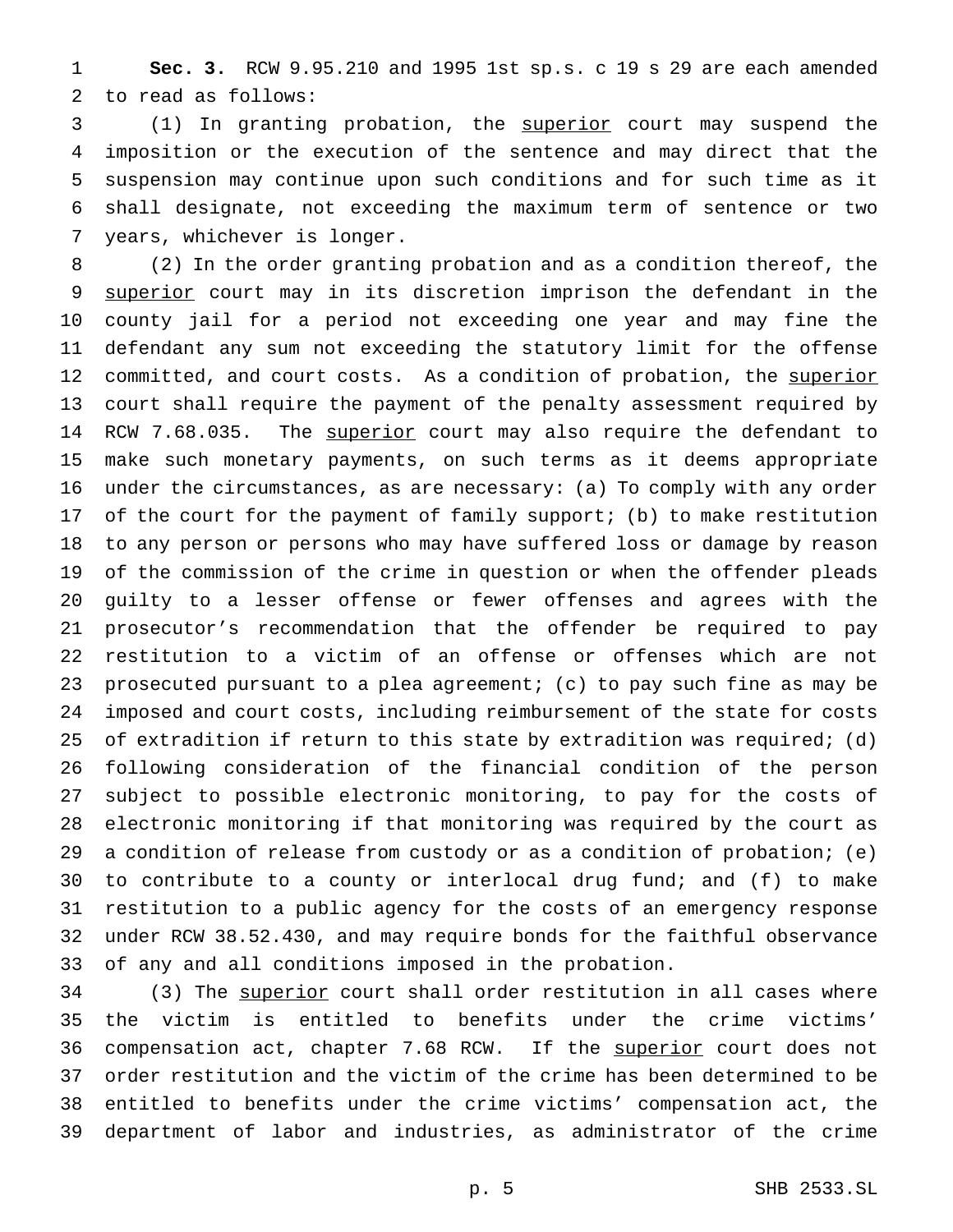**Sec. 3.** RCW 9.95.210 and 1995 1st sp.s. c 19 s 29 are each amended to read as follows:

(1) In granting probation, the <u>superior</u> court may suspend the imposition or the execution of the sentence and may direct that the suspension may continue upon such conditions and for such time as it shall designate, not exceeding the maximum term of sentence or two years, whichever is longer.

(2) In the order granting probation and as a condition thereof, the <u>superior</u> court may in its discretion imprison the defendant in the county jail for a period not exceeding one year and may fine the defendant any sum not exceeding the statutory limit for the offense committed, and court costs. As a condition of probation, the <u>superior</u> court shall require the payment of the penalty assessment required by RCW 7.68.035. The <u>superior</u> court may also require the defendant to make such monetary payments, on such terms as it deems appropriate under the circumstances, as are necessary: (a) To comply with any order of the court for the payment of family support; (b) to make restitution to any person or persons who may have suffered loss or damage by reason of the commission of the crime in question or when the offender pleads guilty to a lesser offense or fewer offenses and agrees with the prosecutor's recommendation that the offender be required to pay restitution to a victim of an offense or offenses which are not prosecuted pursuant to a plea agreement; (c) to pay such fine as may be imposed and court costs, including reimbursement of the state for costs of extradition if return to this state by extradition was required; (d) following consideration of the financial condition of the person subject to possible electronic monitoring, to pay for the costs of electronic monitoring if that monitoring was required by the court as a condition of release from custody or as a condition of probation; (e) to contribute to a county or interlocal drug fund; and (f) to make restitution to a public agency for the costs of an emergency response under RCW 38.52.430, and may require bonds for the faithful observance of any and all conditions imposed in the probation.

(3) The <u>superior</u> court shall order restitution in all cases where the victim is entitled to benefits under the crime victims' compensation act, chapter 7.68 RCW. If the <u>superior</u> court does not order restitution and the victim of the crime has been determined to be entitled to benefits under the crime victims' compensation act, the department of labor and industries, as administrator of the crime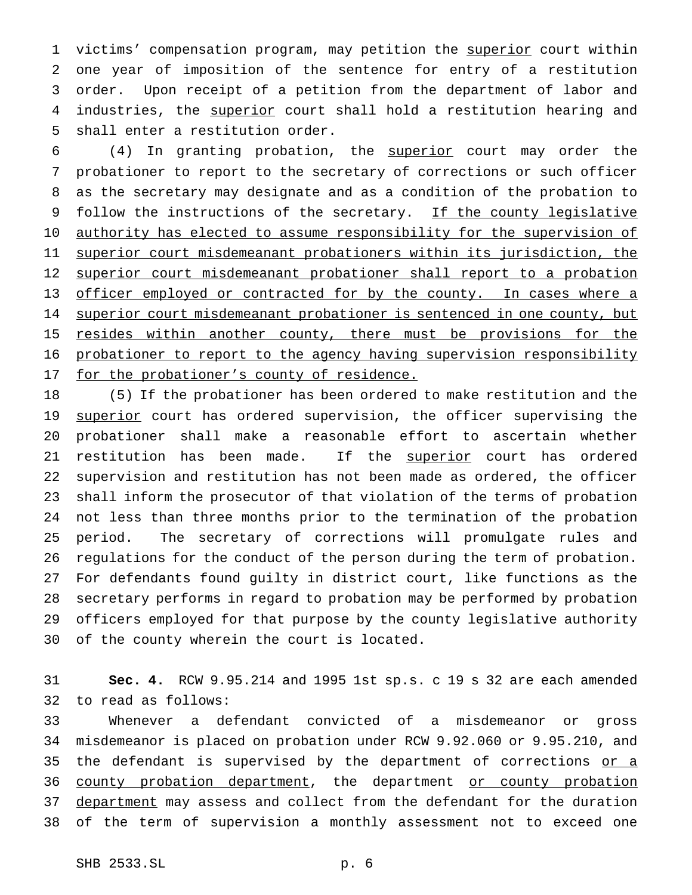victims' compensation program, may petition the superior court within one year of imposition of the sentence for entry of a restitution order. Upon receipt of a petition from the department of labor and industries, the superior court shall hold a restitution hearing and shall enter a restitution order.

(4) In granting probation, the superior court may order the probationer to report to the secretary of corrections or such officer as the secretary may designate and as a condition of the probation to follow the instructions of the secretary. If the county legislative authority has elected to assume responsibility for the supervision of superior court misdemeanant probationers within its jurisdiction, the superior court misdemeanant probationer shall report to a probation officer employed or contracted for by the county. In cases where a superior court misdemeanant probationer is sentenced in one county, but resides within another county, there must be provisions for the probationer to report to the agency having supervision responsibility for the probationer's county of residence.

(5) If the probationer has been ordered to make restitution and the superior court has ordered supervision, the officer supervising the probationer shall make a reasonable effort to ascertain whether restitution has been made. If the superior court has ordered supervision and restitution has not been made as ordered, the officer shall inform the prosecutor of that violation of the terms of probation not less than three months prior to the termination of the probation period. The secretary of corrections will promulgate rules and regulations for the conduct of the person during the term of probation. For defendants found guilty in district court, like functions as the secretary performs in regard to probation may be performed by probation officers employed for that purpose by the county legislative authority of the county wherein the court is located.

**Sec. 4.** RCW 9.95.214 and 1995 1st sp.s. c 19 s 32 are each amended to read as follows:

Whenever a defendant convicted of a misdemeanor or gross misdemeanor is placed on probation under RCW 9.92.060 or 9.95.210, and the defendant is supervised by the department of corrections or a county probation department, the department or county probation department may assess and collect from the defendant for the duration of the term of supervision a monthly assessment not to exceed one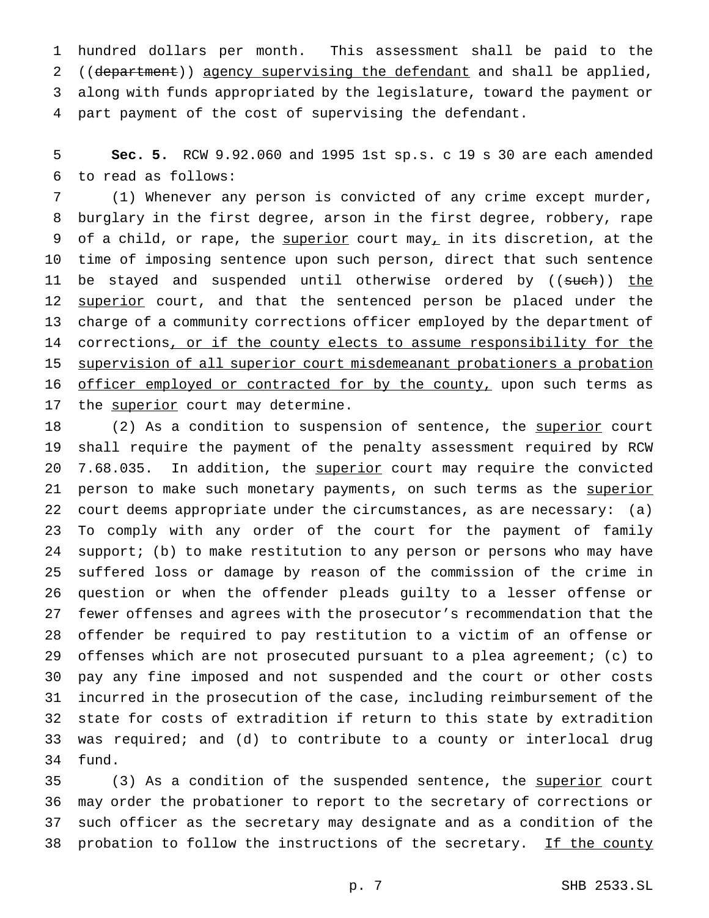hundred dollars per month. This assessment shall be paid to the ((~~department~~)) agency supervising the defendant and shall be applied, along with funds appropriated by the legislature, toward the payment or part payment of the cost of supervising the defendant.

**Sec. 5.** RCW 9.92.060 and 1995 1st sp.s. c 19 s 30 are each amended to read as follows:

(1) Whenever any person is convicted of any crime except murder, burglary in the first degree, arson in the first degree, robbery, rape of a child, or rape, the superior court may, in its discretion, at the time of imposing sentence upon such person, direct that such sentence be stayed and suspended until otherwise ordered by ((~~such~~)) the superior court, and that the sentenced person be placed under the charge of a community corrections officer employed by the department of corrections, or if the county elects to assume responsibility for the supervision of all superior court misdemeanant probationers a probation officer employed or contracted for by the county, upon such terms as the superior court may determine.

(2) As a condition to suspension of sentence, the superior court shall require the payment of the penalty assessment required by RCW 7.68.035. In addition, the superior court may require the convicted person to make such monetary payments, on such terms as the superior court deems appropriate under the circumstances, as are necessary: (a) To comply with any order of the court for the payment of family support; (b) to make restitution to any person or persons who may have suffered loss or damage by reason of the commission of the crime in question or when the offender pleads guilty to a lesser offense or fewer offenses and agrees with the prosecutor's recommendation that the offender be required to pay restitution to a victim of an offense or offenses which are not prosecuted pursuant to a plea agreement; (c) to pay any fine imposed and not suspended and the court or other costs incurred in the prosecution of the case, including reimbursement of the state for costs of extradition if return to this state by extradition was required; and (d) to contribute to a county or interlocal drug fund.

(3) As a condition of the suspended sentence, the superior court may order the probationer to report to the secretary of corrections or such officer as the secretary may designate and as a condition of the probation to follow the instructions of the secretary. If the county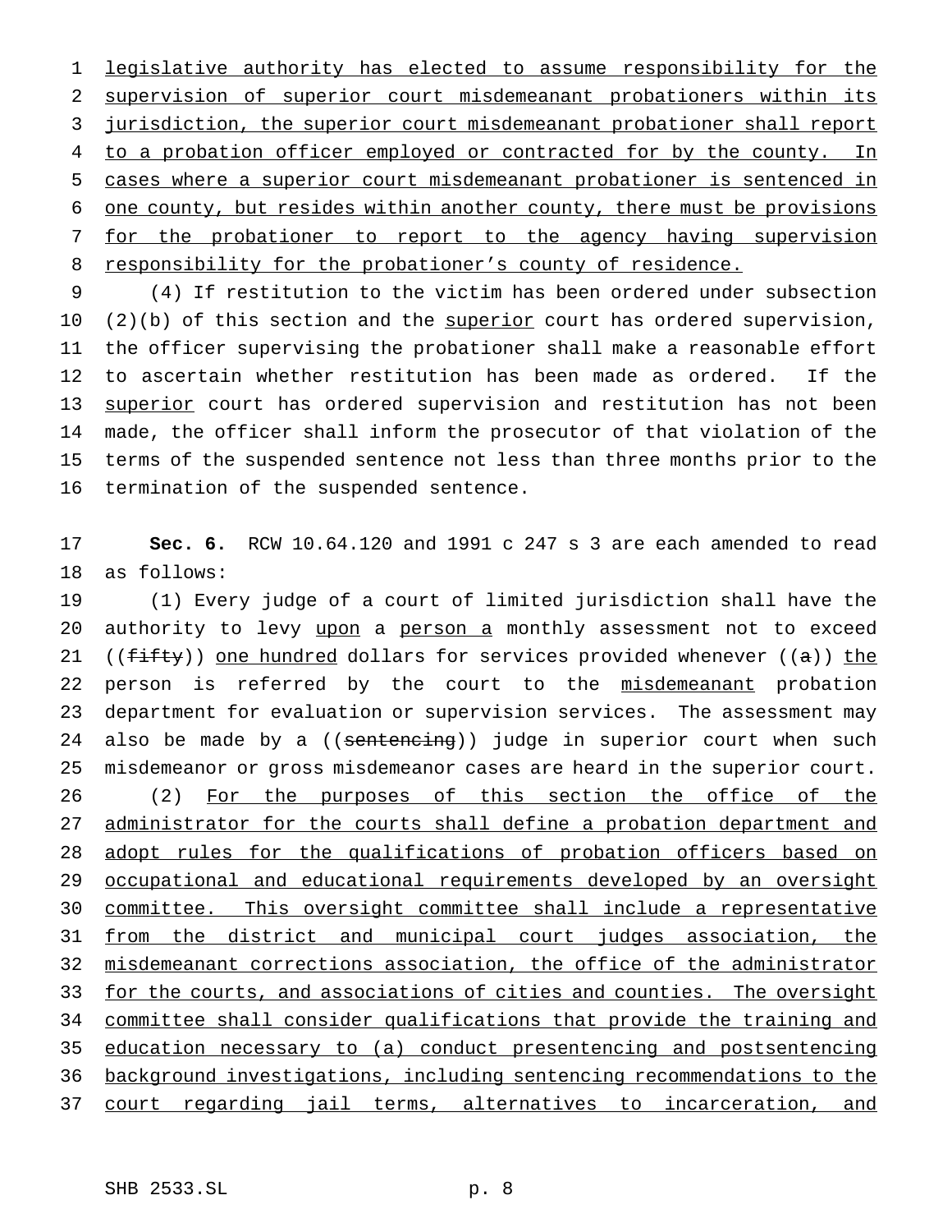legislative authority has elected to assume responsibility for the supervision of superior court misdemeanant probationers within its jurisdiction, the superior court misdemeanant probationer shall report to a probation officer employed or contracted for by the county. In cases where a superior court misdemeanant probationer is sentenced in one county, but resides within another county, there must be provisions for the probationer to report to the agency having supervision responsibility for the probationer's county of residence.

(4) If restitution to the victim has been ordered under subsection (2)(b) of this section and the superior court has ordered supervision, the officer supervising the probationer shall make a reasonable effort to ascertain whether restitution has been made as ordered. If the superior court has ordered supervision and restitution has not been made, the officer shall inform the prosecutor of that violation of the terms of the suspended sentence not less than three months prior to the termination of the suspended sentence.

**Sec. 6.** RCW 10.64.120 and 1991 c 247 s 3 are each amended to read as follows:

(1) Every judge of a court of limited jurisdiction shall have the authority to levy upon a person a monthly assessment not to exceed ((~~fifty~~)) one hundred dollars for services provided whenever ((~~a~~)) the person is referred by the court to the misdemeanant probation department for evaluation or supervision services. The assessment may also be made by a ((~~sentencing~~)) judge in superior court when such misdemeanor or gross misdemeanor cases are heard in the superior court.

(2) For the purposes of this section the office of the administrator for the courts shall define a probation department and adopt rules for the qualifications of probation officers based on occupational and educational requirements developed by an oversight committee. This oversight committee shall include a representative from the district and municipal court judges association, the misdemeanant corrections association, the office of the administrator for the courts, and associations of cities and counties. The oversight committee shall consider qualifications that provide the training and education necessary to (a) conduct presentencing and postsentencing background investigations, including sentencing recommendations to the court regarding jail terms, alternatives to incarceration, and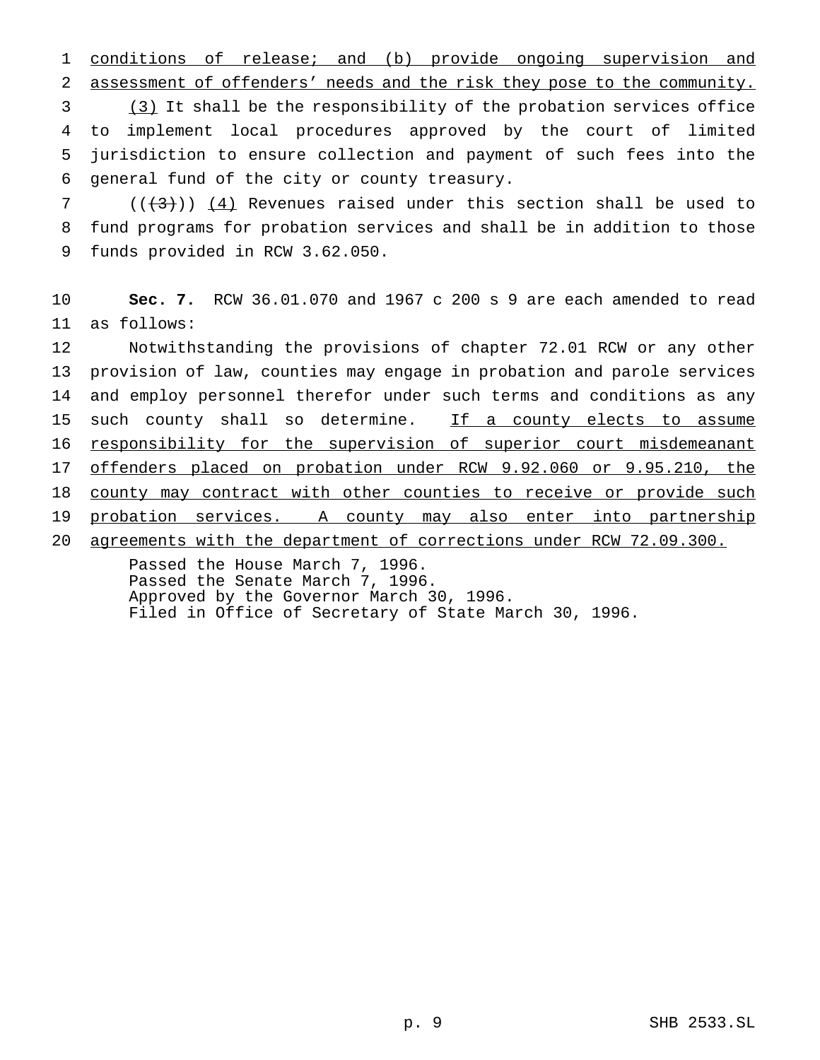conditions of release; and (b) provide ongoing supervision and assessment of offenders' needs and the risk they pose to the community.

(3) It shall be the responsibility of the probation services office to implement local procedures approved by the court of limited jurisdiction to ensure collection and payment of such fees into the general fund of the city or county treasury.

(((3))) (4) Revenues raised under this section shall be used to fund programs for probation services and shall be in addition to those funds provided in RCW 3.62.050.

**Sec. 7.** RCW 36.01.070 and 1967 c 200 s 9 are each amended to read as follows:

Notwithstanding the provisions of chapter 72.01 RCW or any other provision of law, counties may engage in probation and parole services and employ personnel therefor under such terms and conditions as any such county shall so determine. If a county elects to assume responsibility for the supervision of superior court misdemeanant offenders placed on probation under RCW 9.92.060 or 9.95.210, the county may contract with other counties to receive or provide such probation services. A county may also enter into partnership agreements with the department of corrections under RCW 72.09.300.

Passed the House March 7, 1996.
Passed the Senate March 7, 1996.
Approved by the Governor March 30, 1996.
Filed in Office of Secretary of State March 30, 1996.